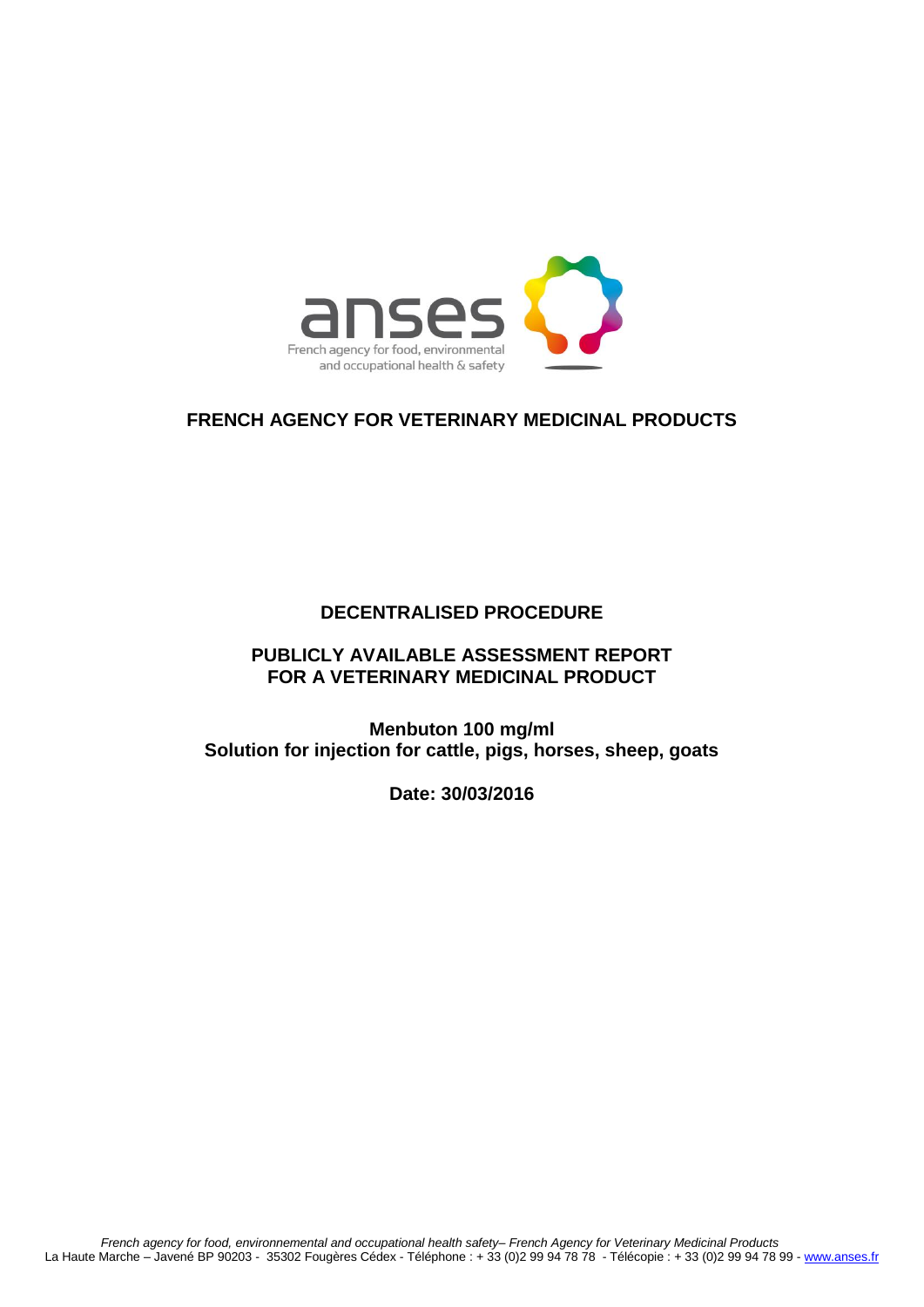anses

French agency for food, environmental and occupational health & safety

**FRENCH AGENCY FOR VETERINARY MEDICINAL PRODUCTS**

**DECENTRALISED PROCEDURE**

**PUBLICLY AVAILABLE ASSESSMENT REPORT FOR A VETERINARY MEDICINAL PRODUCT**

**Menbuton 100 mg/ml**
**Solution for injection for cattle, pigs, horses, sheep, goats**

**Date: 30/03/2016**

*French agency for food, environnemental and occupational health safety– French Agency for Veterinary Medicinal Products*
La Haute Marche – Javené BP 90203 - 35302 Fougères Cédex - Téléphone : + 33 (0)2 99 94 78 78 - Télécopie : + 33 (0)2 99 94 78 99 - www.anses.fr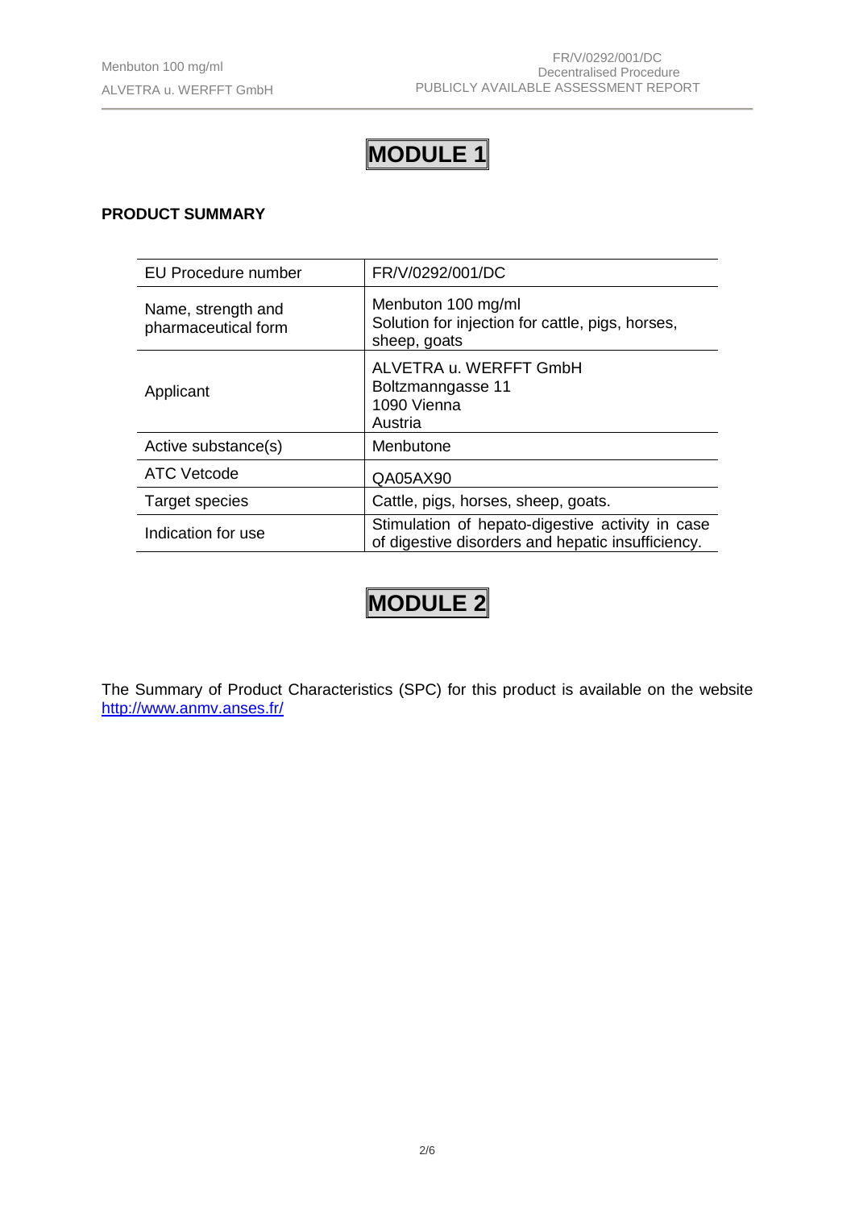# MODULE 1

**PRODUCT SUMMARY**

| EU Procedure number | FR/V/0292/001/DC |
|---|---|
| Name, strength and pharmaceutical form | Menbuton 100 mg/ml<br>Solution for injection for cattle, pigs, horses, sheep, goats |
| Applicant | ALVETRA u. WERFFT GmbH<br>Boltzmanngasse 11<br>1090 Vienna<br>Austria |
| Active substance(s) | Menbutone |
| ATC Vetcode | QA05AX90 |
| Target species | Cattle, pigs, horses, sheep, goats. |
| Indication for use | Stimulation of hepato-digestive activity in case of digestive disorders and hepatic insufficiency. |

# MODULE 2

The Summary of Product Characteristics (SPC) for this product is available on the website [http://www.anmv.anses.fr/](http://www.anmv.anses.fr/)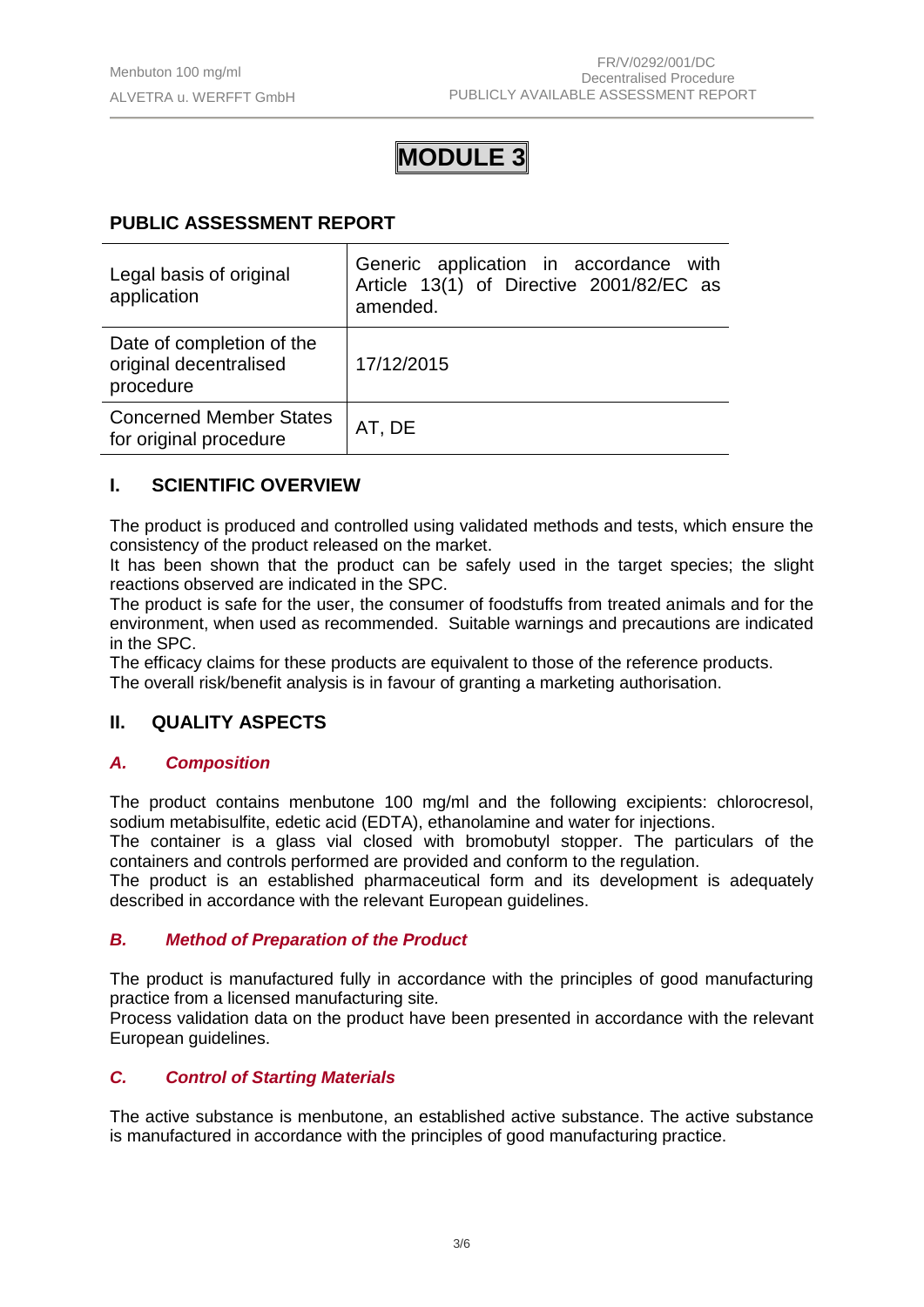# MODULE 3

## PUBLIC ASSESSMENT REPORT

| Legal basis of original application | Generic application in accordance with Article 13(1) of Directive 2001/82/EC as amended. |
|---|---|
| Date of completion of the original decentralised procedure | 17/12/2015 |
| Concerned Member States for original procedure | AT, DE |

## I. SCIENTIFIC OVERVIEW

The product is produced and controlled using validated methods and tests, which ensure the consistency of the product released on the market.
It has been shown that the product can be safely used in the target species; the slight reactions observed are indicated in the SPC.
The product is safe for the user, the consumer of foodstuffs from treated animals and for the environment, when used as recommended. Suitable warnings and precautions are indicated in the SPC.
The efficacy claims for these products are equivalent to those of the reference products.
The overall risk/benefit analysis is in favour of granting a marketing authorisation.

## II. QUALITY ASPECTS

### *A. Composition*

The product contains menbutone 100 mg/ml and the following excipients: chlorocresol, sodium metabisulfite, edetic acid (EDTA), ethanolamine and water for injections.
The container is a glass vial closed with bromobutyl stopper. The particulars of the containers and controls performed are provided and conform to the regulation.
The product is an established pharmaceutical form and its development is adequately described in accordance with the relevant European guidelines.

### *B. Method of Preparation of the Product*

The product is manufactured fully in accordance with the principles of good manufacturing practice from a licensed manufacturing site.
Process validation data on the product have been presented in accordance with the relevant European guidelines.

### *C. Control of Starting Materials*

The active substance is menbutone, an established active substance. The active substance is manufactured in accordance with the principles of good manufacturing practice.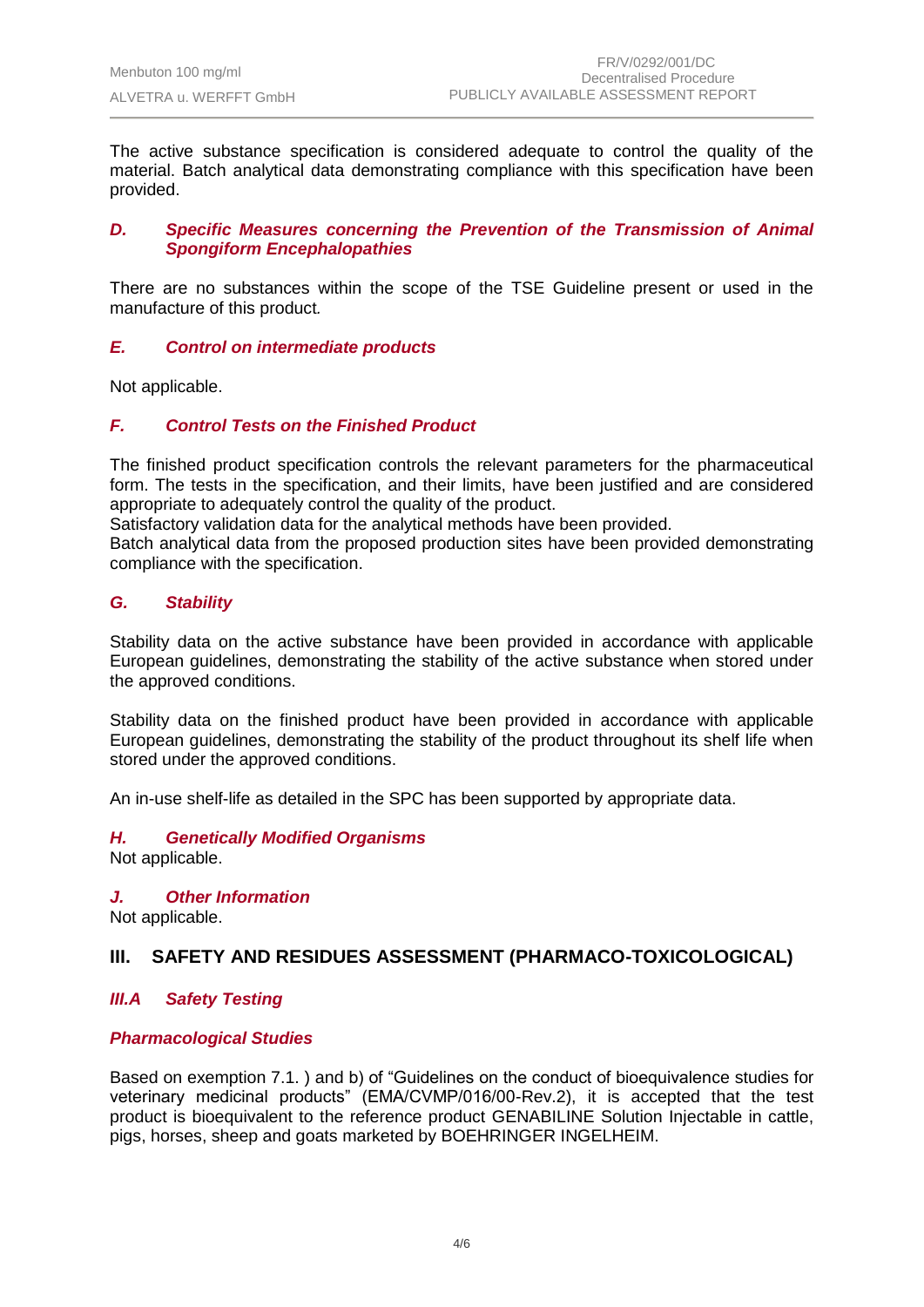The active substance specification is considered adequate to control the quality of the material. Batch analytical data demonstrating compliance with this specification have been provided.

### *D. Specific Measures concerning the Prevention of the Transmission of Animal Spongiform Encephalopathies*

There are no substances within the scope of the TSE Guideline present or used in the manufacture of this product.

### *E. Control on intermediate products*

Not applicable.

### *F. Control Tests on the Finished Product*

The finished product specification controls the relevant parameters for the pharmaceutical form. The tests in the specification, and their limits, have been justified and are considered appropriate to adequately control the quality of the product.
Satisfactory validation data for the analytical methods have been provided.
Batch analytical data from the proposed production sites have been provided demonstrating compliance with the specification.

### *G. Stability*

Stability data on the active substance have been provided in accordance with applicable European guidelines, demonstrating the stability of the active substance when stored under the approved conditions.

Stability data on the finished product have been provided in accordance with applicable European guidelines, demonstrating the stability of the product throughout its shelf life when stored under the approved conditions.

An in-use shelf-life as detailed in the SPC has been supported by appropriate data.

### *H. Genetically Modified Organisms*

Not applicable.

### *J. Other Information*

Not applicable.

## III. SAFETY AND RESIDUES ASSESSMENT (PHARMACO-TOXICOLOGICAL)

### *III.A Safety Testing*

### *Pharmacological Studies*

Based on exemption 7.1. ) and b) of "Guidelines on the conduct of bioequivalence studies for veterinary medicinal products" (EMA/CVMP/016/00-Rev.2), it is accepted that the test product is bioequivalent to the reference product GENABILINE Solution Injectable in cattle, pigs, horses, sheep and goats marketed by BOEHRINGER INGELHEIM.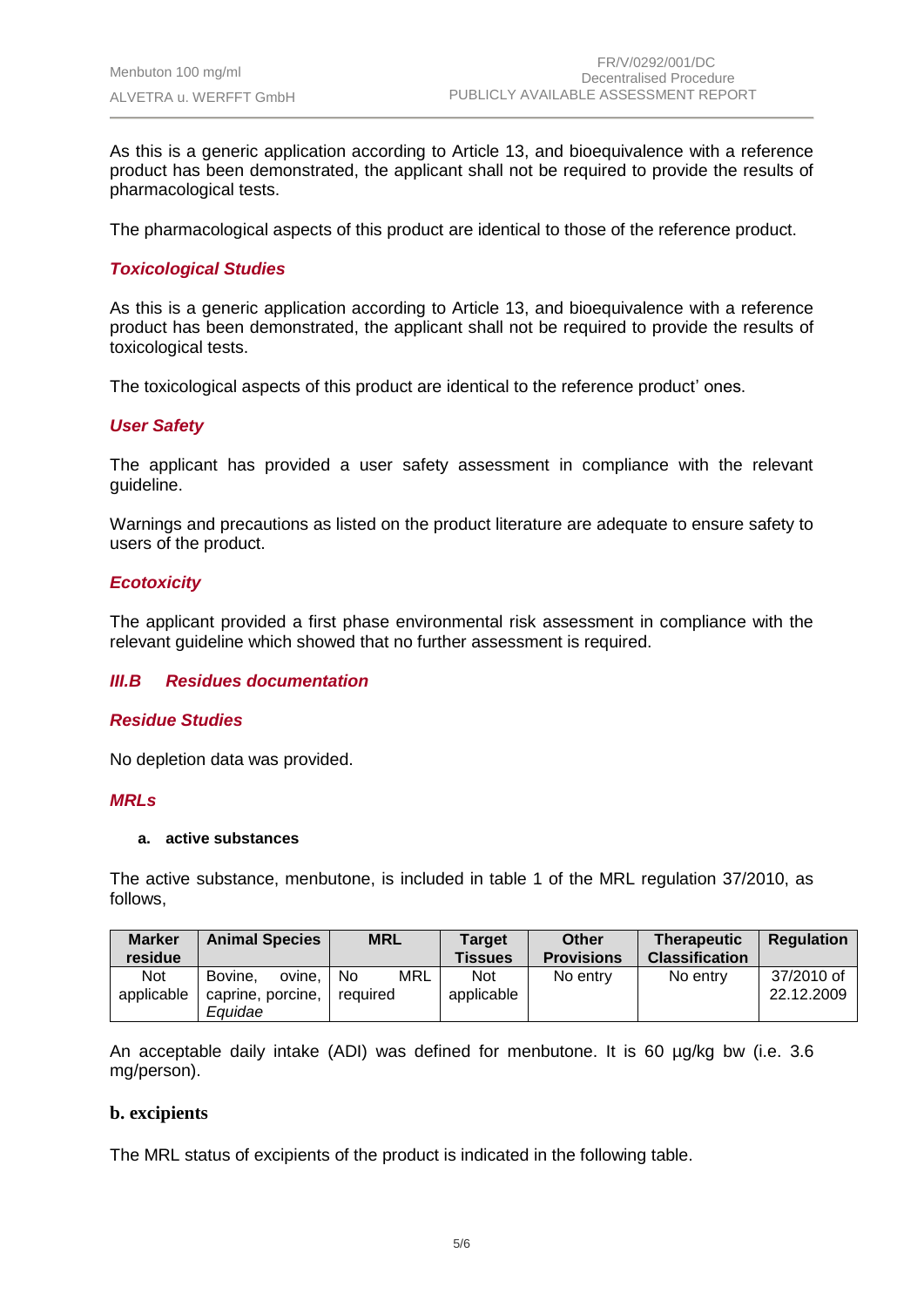As this is a generic application according to Article 13, and bioequivalence with a reference product has been demonstrated, the applicant shall not be required to provide the results of pharmacological tests.

The pharmacological aspects of this product are identical to those of the reference product.

### *Toxicological Studies*

As this is a generic application according to Article 13, and bioequivalence with a reference product has been demonstrated, the applicant shall not be required to provide the results of toxicological tests.

The toxicological aspects of this product are identical to the reference product' ones.

### *User Safety*

The applicant has provided a user safety assessment in compliance with the relevant guideline.

Warnings and precautions as listed on the product literature are adequate to ensure safety to users of the product.

### *Ecotoxicity*

The applicant provided a first phase environmental risk assessment in compliance with the relevant guideline which showed that no further assessment is required.

## *III.B Residues documentation*

### *Residue Studies*

No depletion data was provided.

### *MRLs*

**a. active substances**

The active substance, menbutone, is included in table 1 of the MRL regulation 37/2010, as follows,

| Marker residue | Animal Species | MRL | Target Tissues | Other Provisions | Therapeutic Classification | Regulation |
|---|---|---|---|---|---|---|
| Not applicable | Bovine, ovine, caprine, porcine, *Equidae* | No MRL required | Not applicable | No entry | No entry | 37/2010 of 22.12.2009 |

An acceptable daily intake (ADI) was defined for menbutone. It is 60 µg/kg bw (i.e. 3.6 mg/person).

**b. excipients**

The MRL status of excipients of the product is indicated in the following table.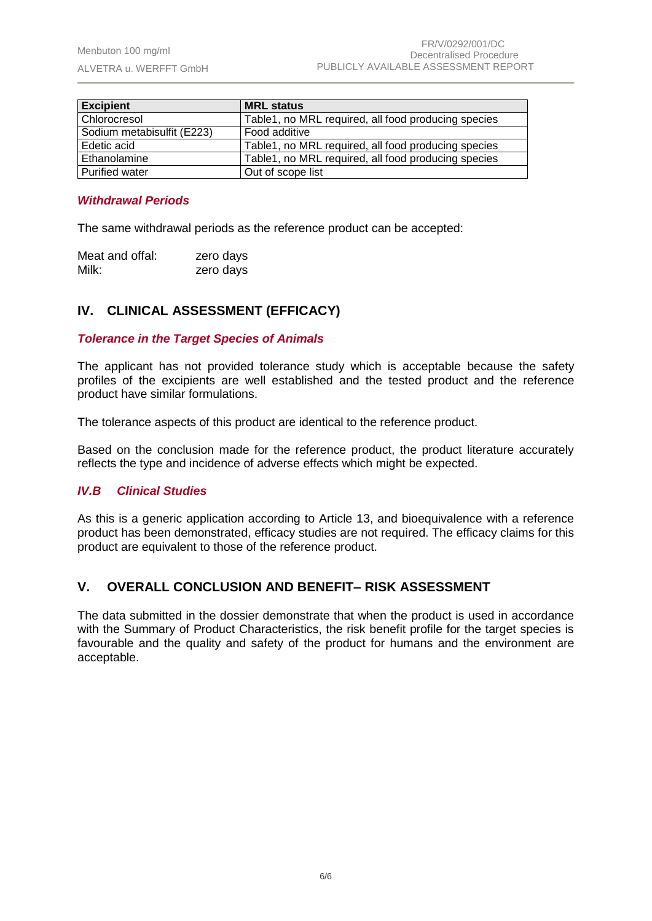| Excipient | MRL status |
| --- | --- |
| Chlorocresol | Table1, no MRL required, all food producing species |
| Sodium metabisulfit (E223) | Food additive |
| Edetic acid | Table1, no MRL required, all food producing species |
| Ethanolamine | Table1, no MRL required, all food producing species |
| Purified water | Out of scope list |

### *Withdrawal Periods*

The same withdrawal periods as the reference product can be accepted:

Meat and offal: zero days
Milk: zero days

## IV. CLINICAL ASSESSMENT (EFFICACY)

### *Tolerance in the Target Species of Animals*

The applicant has not provided tolerance study which is acceptable because the safety profiles of the excipients are well established and the tested product and the reference product have similar formulations.

The tolerance aspects of this product are identical to the reference product.

Based on the conclusion made for the reference product, the product literature accurately reflects the type and incidence of adverse effects which might be expected.

### *IV.B Clinical Studies*

As this is a generic application according to Article 13, and bioequivalence with a reference product has been demonstrated, efficacy studies are not required. The efficacy claims for this product are equivalent to those of the reference product.

## V. OVERALL CONCLUSION AND BENEFIT– RISK ASSESSMENT

The data submitted in the dossier demonstrate that when the product is used in accordance with the Summary of Product Characteristics, the risk benefit profile for the target species is favourable and the quality and safety of the product for humans and the environment are acceptable.